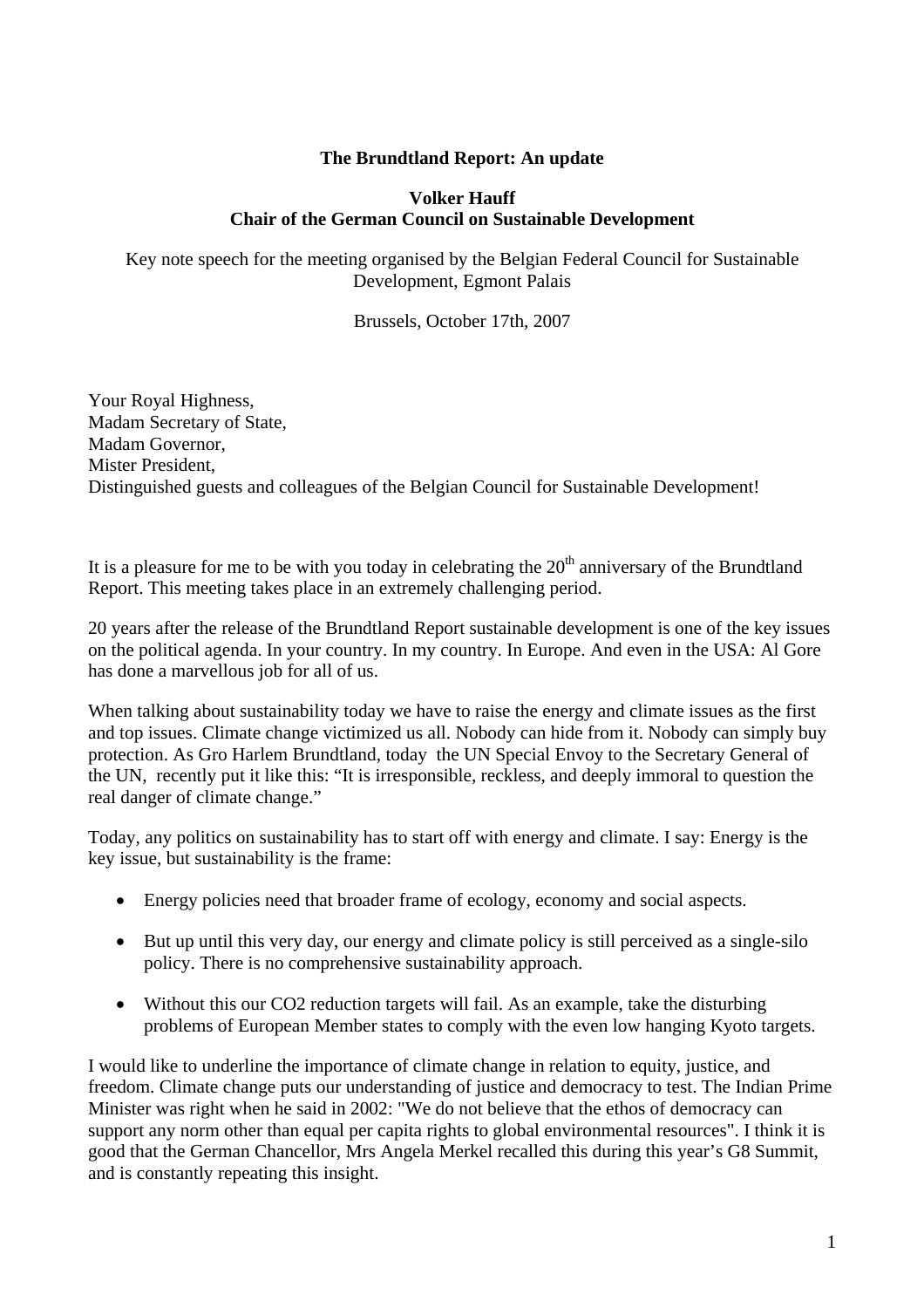# The Brundtland Report: An update

**Volker Hauff**
**Chair of the German Council on Sustainable Development**

Key note speech for the meeting organised by the Belgian Federal Council for Sustainable Development, Egmont Palais

Brussels, October 17th, 2007

Your Royal Highness,
Madam Secretary of State,
Madam Governor,
Mister President,
Distinguished guests and colleagues of the Belgian Council for Sustainable Development!

It is a pleasure for me to be with you today in celebrating the 20th anniversary of the Brundtland Report. This meeting takes place in an extremely challenging period.

20 years after the release of the Brundtland Report sustainable development is one of the key issues on the political agenda. In your country. In my country. In Europe. And even in the USA: Al Gore has done a marvellous job for all of us.

When talking about sustainability today we have to raise the energy and climate issues as the first and top issues. Climate change victimized us all. Nobody can hide from it. Nobody can simply buy protection. As Gro Harlem Brundtland, today the UN Special Envoy to the Secretary General of the UN, recently put it like this: "It is irresponsible, reckless, and deeply immoral to question the real danger of climate change."

Today, any politics on sustainability has to start off with energy and climate. I say: Energy is the key issue, but sustainability is the frame:

- Energy policies need that broader frame of ecology, economy and social aspects.
- But up until this very day, our energy and climate policy is still perceived as a single-silo policy. There is no comprehensive sustainability approach.
- Without this our $CO_2$ reduction targets will fail. As an example, take the disturbing problems of European Member states to comply with the even low hanging Kyoto targets.

I would like to underline the importance of climate change in relation to equity, justice, and freedom. Climate change puts our understanding of justice and democracy to test. The Indian Prime Minister was right when he said in 2002: "We do not believe that the ethos of democracy can support any norm other than equal per capita rights to global environmental resources". I think it is good that the German Chancellor, Mrs Angela Merkel recalled this during this year's G8 Summit, and is constantly repeating this insight.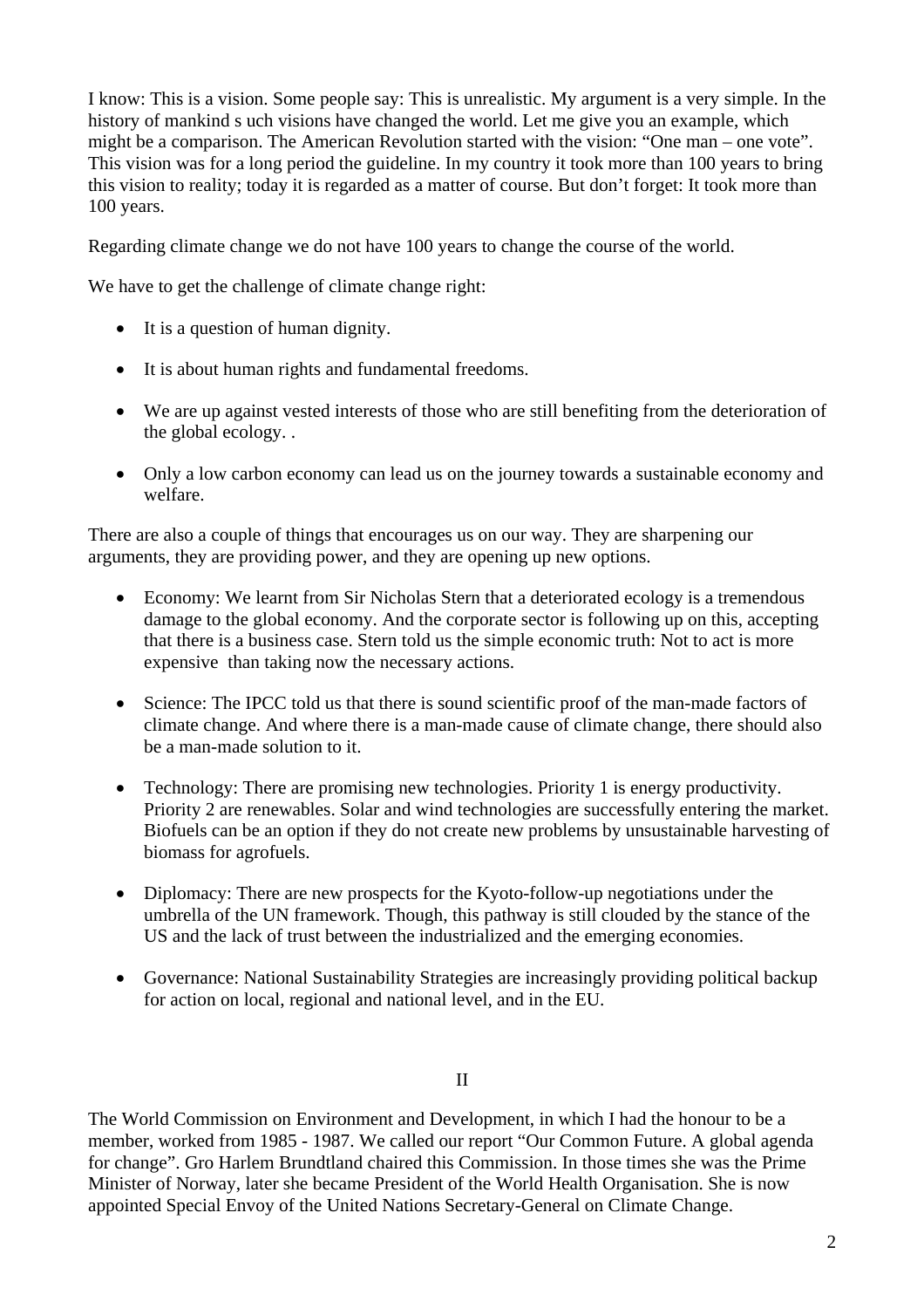I know: This is a vision. Some people say: This is unrealistic. My argument is a very simple. In the history of mankind s uch visions have changed the world. Let me give you an example, which might be a comparison. The American Revolution started with the vision: "One man – one vote". This vision was for a long period the guideline. In my country it took more than 100 years to bring this vision to reality; today it is regarded as a matter of course. But don't forget: It took more than 100 years.

Regarding climate change we do not have 100 years to change the course of the world.

We have to get the challenge of climate change right:

- It is a question of human dignity.
- It is about human rights and fundamental freedoms.
- We are up against vested interests of those who are still benefiting from the deterioration of the global ecology. .
- Only a low carbon economy can lead us on the journey towards a sustainable economy and welfare.

There are also a couple of things that encourages us on our way. They are sharpening our arguments, they are providing power, and they are opening up new options.

- Economy: We learnt from Sir Nicholas Stern that a deteriorated ecology is a tremendous damage to the global economy. And the corporate sector is following up on this, accepting that there is a business case. Stern told us the simple economic truth: Not to act is more expensive than taking now the necessary actions.
- Science: The IPCC told us that there is sound scientific proof of the man-made factors of climate change. And where there is a man-made cause of climate change, there should also be a man-made solution to it.
- Technology: There are promising new technologies. Priority 1 is energy productivity. Priority 2 are renewables. Solar and wind technologies are successfully entering the market. Biofuels can be an option if they do not create new problems by unsustainable harvesting of biomass for agrofuels.
- Diplomacy: There are new prospects for the Kyoto-follow-up negotiations under the umbrella of the UN framework. Though, this pathway is still clouded by the stance of the US and the lack of trust between the industrialized and the emerging economies.
- Governance: National Sustainability Strategies are increasingly providing political backup for action on local, regional and national level, and in the EU.

## II

The World Commission on Environment and Development, in which I had the honour to be a member, worked from 1985 - 1987. We called our report "Our Common Future. A global agenda for change". Gro Harlem Brundtland chaired this Commission. In those times she was the Prime Minister of Norway, later she became President of the World Health Organisation. She is now appointed Special Envoy of the United Nations Secretary-General on Climate Change.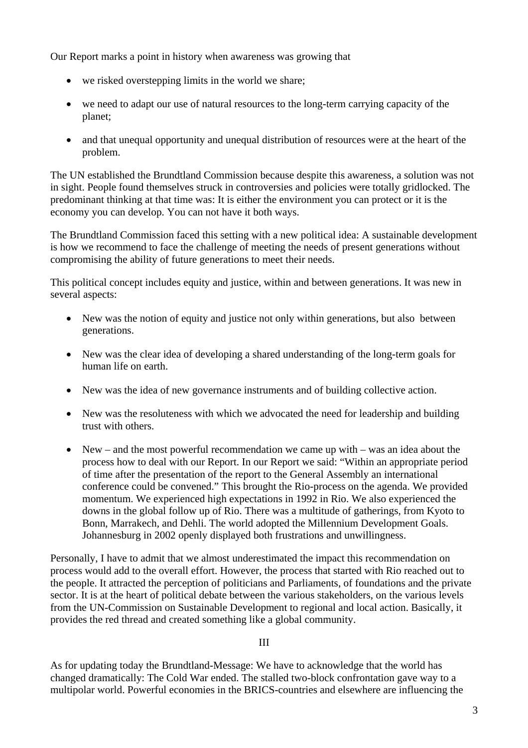Our Report marks a point in history when awareness was growing that

- we risked overstepping limits in the world we share;
- we need to adapt our use of natural resources to the long-term carrying capacity of the planet;
- and that unequal opportunity and unequal distribution of resources were at the heart of the problem.

The UN established the Brundtland Commission because despite this awareness, a solution was not in sight. People found themselves struck in controversies and policies were totally gridlocked. The predominant thinking at that time was: It is either the environment you can protect or it is the economy you can develop. You can not have it both ways.

The Brundtland Commission faced this setting with a new political idea: A sustainable development is how we recommend to face the challenge of meeting the needs of present generations without compromising the ability of future generations to meet their needs.

This political concept includes equity and justice, within and between generations. It was new in several aspects:

- New was the notion of equity and justice not only within generations, but also between generations.
- New was the clear idea of developing a shared understanding of the long-term goals for human life on earth.
- New was the idea of new governance instruments and of building collective action.
- New was the resoluteness with which we advocated the need for leadership and building trust with others.
- New – and the most powerful recommendation we came up with – was an idea about the process how to deal with our Report. In our Report we said: "Within an appropriate period of time after the presentation of the report to the General Assembly an international conference could be convened." This brought the Rio-process on the agenda. We provided momentum. We experienced high expectations in 1992 in Rio. We also experienced the downs in the global follow up of Rio. There was a multitude of gatherings, from Kyoto to Bonn, Marrakech, and Dehli. The world adopted the Millennium Development Goals. Johannesburg in 2002 openly displayed both frustrations and unwillingness.

Personally, I have to admit that we almost underestimated the impact this recommendation on process would add to the overall effort. However, the process that started with Rio reached out to the people. It attracted the perception of politicians and Parliaments, of foundations and the private sector. It is at the heart of political debate between the various stakeholders, on the various levels from the UN-Commission on Sustainable Development to regional and local action. Basically, it provides the red thread and created something like a global community.

## III

As for updating today the Brundtland-Message: We have to acknowledge that the world has changed dramatically: The Cold War ended. The stalled two-block confrontation gave way to a multipolar world. Powerful economies in the BRICS-countries and elsewhere are influencing the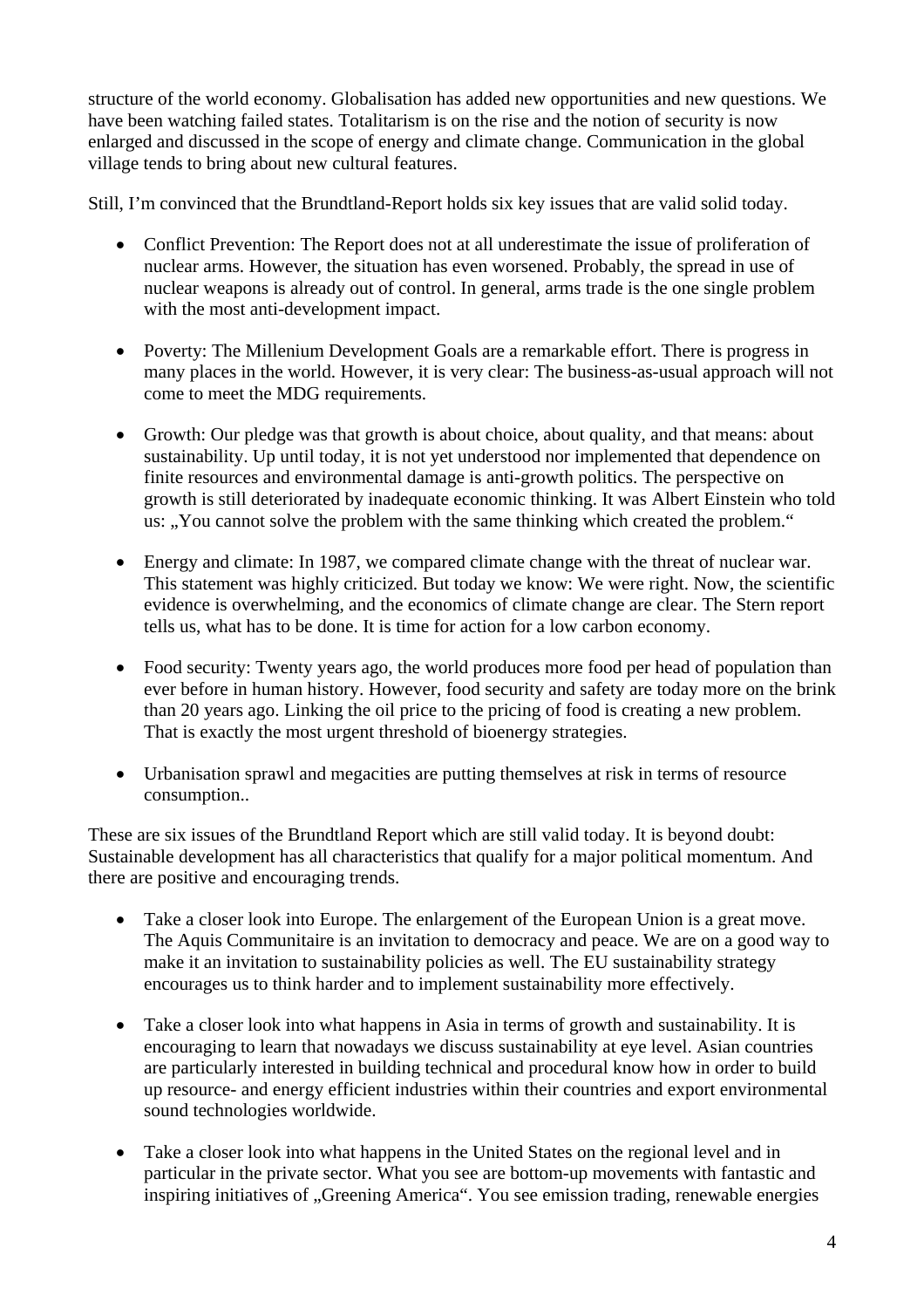structure of the world economy. Globalisation has added new opportunities and new questions. We have been watching failed states. Totalitarism is on the rise and the notion of security is now enlarged and discussed in the scope of energy and climate change. Communication in the global village tends to bring about new cultural features.

Still, I'm convinced that the Brundtland-Report holds six key issues that are valid solid today.

- Conflict Prevention: The Report does not at all underestimate the issue of proliferation of nuclear arms. However, the situation has even worsened. Probably, the spread in use of nuclear weapons is already out of control. In general, arms trade is the one single problem with the most anti-development impact.

- Poverty: The Millenium Development Goals are a remarkable effort. There is progress in many places in the world. However, it is very clear: The business-as-usual approach will not come to meet the MDG requirements.

- Growth: Our pledge was that growth is about choice, about quality, and that means: about sustainability. Up until today, it is not yet understood nor implemented that dependence on finite resources and environmental damage is anti-growth politics. The perspective on growth is still deteriorated by inadequate economic thinking. It was Albert Einstein who told us: „You cannot solve the problem with the same thinking which created the problem."

- Energy and climate: In 1987, we compared climate change with the threat of nuclear war. This statement was highly criticized. But today we know: We were right. Now, the scientific evidence is overwhelming, and the economics of climate change are clear. The Stern report tells us, what has to be done. It is time for action for a low carbon economy.

- Food security: Twenty years ago, the world produces more food per head of population than ever before in human history. However, food security and safety are today more on the brink than 20 years ago. Linking the oil price to the pricing of food is creating a new problem. That is exactly the most urgent threshold of bioenergy strategies.

- Urbanisation sprawl and megacities are putting themselves at risk in terms of resource consumption..

These are six issues of the Brundtland Report which are still valid today. It is beyond doubt: Sustainable development has all characteristics that qualify for a major political momentum. And there are positive and encouraging trends.

- Take a closer look into Europe. The enlargement of the European Union is a great move. The Aquis Communitaire is an invitation to democracy and peace. We are on a good way to make it an invitation to sustainability policies as well. The EU sustainability strategy encourages us to think harder and to implement sustainability more effectively.

- Take a closer look into what happens in Asia in terms of growth and sustainability. It is encouraging to learn that nowadays we discuss sustainability at eye level. Asian countries are particularly interested in building technical and procedural know how in order to build up resource- and energy efficient industries within their countries and export environmental sound technologies worldwide.

- Take a closer look into what happens in the United States on the regional level and in particular in the private sector. What you see are bottom-up movements with fantastic and inspiring initiatives of „Greening America". You see emission trading, renewable energies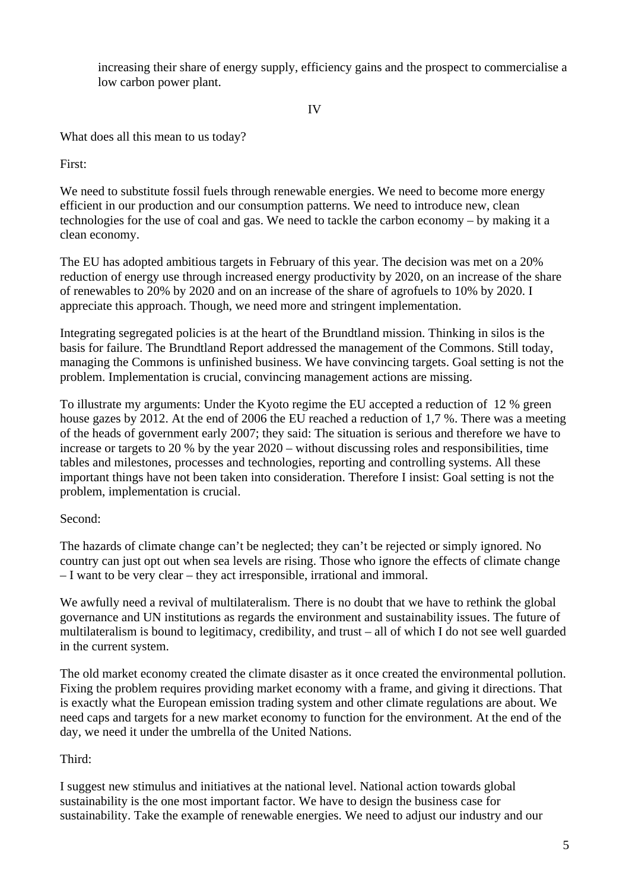increasing their share of energy supply, efficiency gains and the prospect to commercialise a low carbon power plant.

IV

What does all this mean to us today?

First:

We need to substitute fossil fuels through renewable energies. We need to become more energy efficient in our production and our consumption patterns. We need to introduce new, clean technologies for the use of coal and gas. We need to tackle the carbon economy – by making it a clean economy.

The EU has adopted ambitious targets in February of this year. The decision was met on a 20% reduction of energy use through increased energy productivity by 2020, on an increase of the share of renewables to 20% by 2020 and on an increase of the share of agrofuels to 10% by 2020. I appreciate this approach. Though, we need more and stringent implementation.

Integrating segregated policies is at the heart of the Brundtland mission. Thinking in silos is the basis for failure. The Brundtland Report addressed the management of the Commons. Still today, managing the Commons is unfinished business. We have convincing targets. Goal setting is not the problem. Implementation is crucial, convincing management actions are missing.

To illustrate my arguments: Under the Kyoto regime the EU accepted a reduction of 12 % green house gazes by 2012. At the end of 2006 the EU reached a reduction of 1,7 %. There was a meeting of the heads of government early 2007; they said: The situation is serious and therefore we have to increase or targets to 20 % by the year 2020 – without discussing roles and responsibilities, time tables and milestones, processes and technologies, reporting and controlling systems. All these important things have not been taken into consideration. Therefore I insist: Goal setting is not the problem, implementation is crucial.

Second:

The hazards of climate change can't be neglected; they can't be rejected or simply ignored. No country can just opt out when sea levels are rising. Those who ignore the effects of climate change – I want to be very clear – they act irresponsible, irrational and immoral.

We awfully need a revival of multilateralism. There is no doubt that we have to rethink the global governance and UN institutions as regards the environment and sustainability issues. The future of multilateralism is bound to legitimacy, credibility, and trust – all of which I do not see well guarded in the current system.

The old market economy created the climate disaster as it once created the environmental pollution. Fixing the problem requires providing market economy with a frame, and giving it directions. That is exactly what the European emission trading system and other climate regulations are about. We need caps and targets for a new market economy to function for the environment. At the end of the day, we need it under the umbrella of the United Nations.

Third:

I suggest new stimulus and initiatives at the national level. National action towards global sustainability is the one most important factor. We have to design the business case for sustainability. Take the example of renewable energies. We need to adjust our industry and our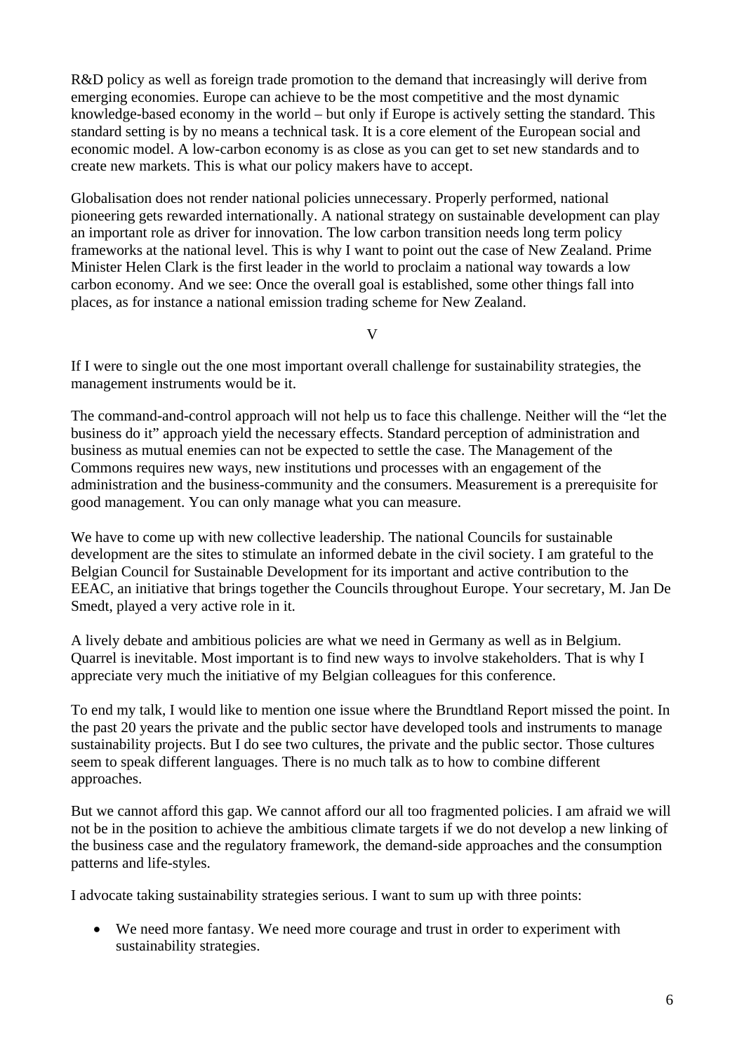R&D policy as well as foreign trade promotion to the demand that increasingly will derive from emerging economies. Europe can achieve to be the most competitive and the most dynamic knowledge-based economy in the world – but only if Europe is actively setting the standard. This standard setting is by no means a technical task. It is a core element of the European social and economic model. A low-carbon economy is as close as you can get to set new standards and to create new markets. This is what our policy makers have to accept.

Globalisation does not render national policies unnecessary. Properly performed, national pioneering gets rewarded internationally. A national strategy on sustainable development can play an important role as driver for innovation. The low carbon transition needs long term policy frameworks at the national level. This is why I want to point out the case of New Zealand. Prime Minister Helen Clark is the first leader in the world to proclaim a national way towards a low carbon economy. And we see: Once the overall goal is established, some other things fall into places, as for instance a national emission trading scheme for New Zealand.

## V

If I were to single out the one most important overall challenge for sustainability strategies, the management instruments would be it.

The command-and-control approach will not help us to face this challenge. Neither will the "let the business do it" approach yield the necessary effects. Standard perception of administration and business as mutual enemies can not be expected to settle the case. The Management of the Commons requires new ways, new institutions und processes with an engagement of the administration and the business-community and the consumers. Measurement is a prerequisite for good management. You can only manage what you can measure.

We have to come up with new collective leadership. The national Councils for sustainable development are the sites to stimulate an informed debate in the civil society. I am grateful to the Belgian Council for Sustainable Development for its important and active contribution to the EEAC, an initiative that brings together the Councils throughout Europe. Your secretary, M. Jan De Smedt, played a very active role in it.

A lively debate and ambitious policies are what we need in Germany as well as in Belgium. Quarrel is inevitable. Most important is to find new ways to involve stakeholders. That is why I appreciate very much the initiative of my Belgian colleagues for this conference.

To end my talk, I would like to mention one issue where the Brundtland Report missed the point. In the past 20 years the private and the public sector have developed tools and instruments to manage sustainability projects. But I do see two cultures, the private and the public sector. Those cultures seem to speak different languages. There is no much talk as to how to combine different approaches.

But we cannot afford this gap. We cannot afford our all too fragmented policies. I am afraid we will not be in the position to achieve the ambitious climate targets if we do not develop a new linking of the business case and the regulatory framework, the demand-side approaches and the consumption patterns and life-styles.

I advocate taking sustainability strategies serious. I want to sum up with three points:

- We need more fantasy. We need more courage and trust in order to experiment with sustainability strategies.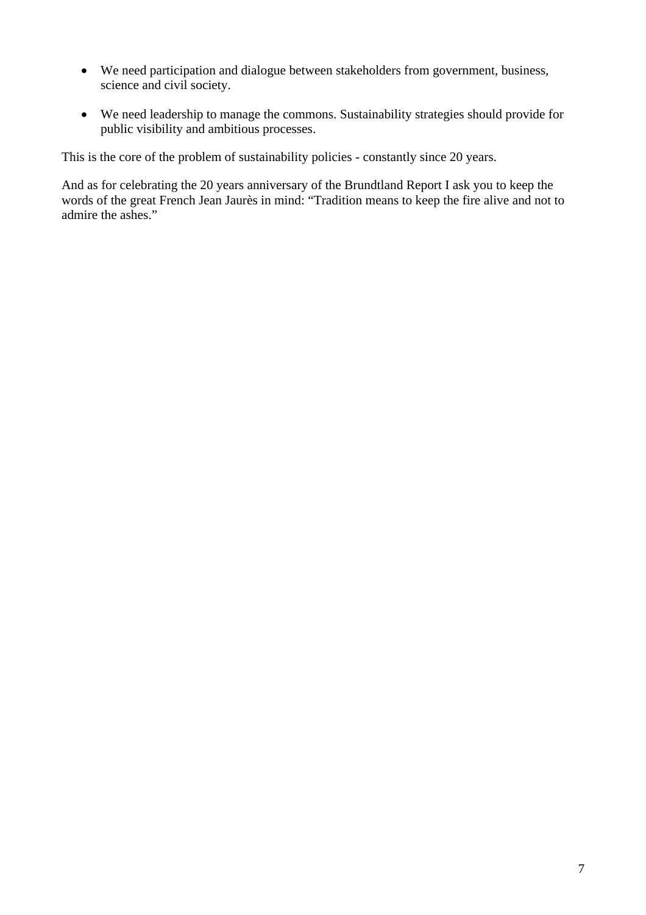- We need participation and dialogue between stakeholders from government, business, science and civil society.
- We need leadership to manage the commons. Sustainability strategies should provide for public visibility and ambitious processes.

This is the core of the problem of sustainability policies - constantly since 20 years.

And as for celebrating the 20 years anniversary of the Brundtland Report I ask you to keep the words of the great French Jean Jaurès in mind: “Tradition means to keep the fire alive and not to admire the ashes.”